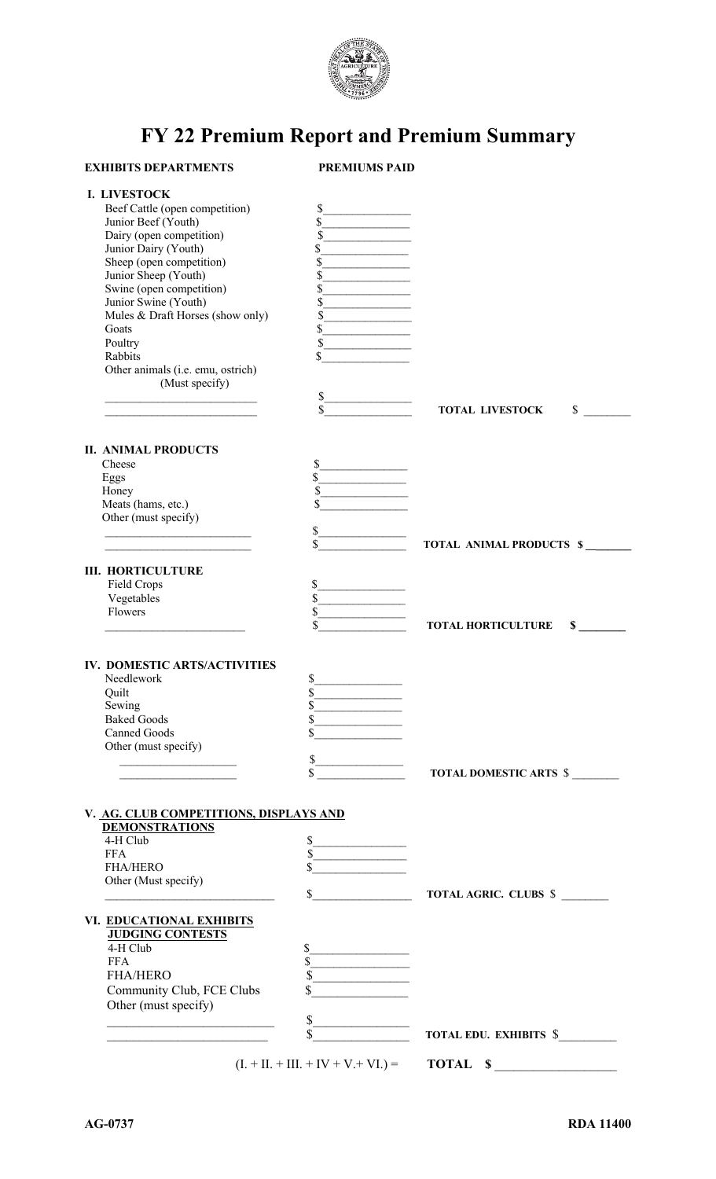# FY 22 Premium Report and Premium Summary

| EXHIBITS DEPARTMENTS | PREMIUMS PAID | |
|---|---|---|
| **I. LIVESTOCK** | | |
| Beef Cattle (open competition) | $\_\_\_\_\_\_\_\_\_\_ | |
| Junior Beef (Youth) | $\_\_\_\_\_\_\_\_\_\_ | |
| Dairy (open competition) | $\_\_\_\_\_\_\_\_\_\_ | |
| Junior Dairy (Youth) | $\_\_\_\_\_\_\_\_\_\_ | |
| Sheep (open competition) | $\_\_\_\_\_\_\_\_\_\_ | |
| Junior Sheep (Youth) | $\_\_\_\_\_\_\_\_\_\_ | |
| Swine (open competition) | $\_\_\_\_\_\_\_\_\_\_ | |
| Junior Swine (Youth) | $\_\_\_\_\_\_\_\_\_\_ | |
| Mules & Draft Horses (show only) | $\_\_\_\_\_\_\_\_\_\_ | |
| Goats | $\_\_\_\_\_\_\_\_\_\_ | |
| Poultry | $\_\_\_\_\_\_\_\_\_\_ | |
| Rabbits | $\_\_\_\_\_\_\_\_\_\_ | |
| Other animals (i.e. emu, ostrich) (Must specify) | | |
| \_\_\_\_\_\_\_\_\_\_\_\_\_\_\_\_ | $\_\_\_\_\_\_\_\_\_\_ | |
| \_\_\_\_\_\_\_\_\_\_\_\_\_\_\_\_ | $\_\_\_\_\_\_\_\_\_\_ | **TOTAL LIVESTOCK** $\_\_\_\_\_\_\_\_ |
| **II. ANIMAL PRODUCTS** | | |
| Cheese | $\_\_\_\_\_\_\_\_\_\_ | |
| Eggs | $\_\_\_\_\_\_\_\_\_\_ | |
| Honey | $\_\_\_\_\_\_\_\_\_\_ | |
| Meats (hams, etc.) | $\_\_\_\_\_\_\_\_\_\_ | |
| Other (must specify) | | |
| \_\_\_\_\_\_\_\_\_\_\_\_\_\_\_\_ | $\_\_\_\_\_\_\_\_\_\_ | |
| \_\_\_\_\_\_\_\_\_\_\_\_\_\_\_\_ | $\_\_\_\_\_\_\_\_\_\_ | **TOTAL ANIMAL PRODUCTS $\_\_\_\_\_\_\_\_** |
| **III. HORTICULTURE** | | |
| Field Crops | $\_\_\_\_\_\_\_\_\_\_ | |
| Vegetables | $\_\_\_\_\_\_\_\_\_\_ | |
| Flowers | $\_\_\_\_\_\_\_\_\_\_ | |
| \_\_\_\_\_\_\_\_\_\_\_\_\_\_\_\_ | $\_\_\_\_\_\_\_\_\_\_ | **TOTAL HORTICULTURE $\_\_\_\_\_\_\_\_** |
| **IV. DOMESTIC ARTS/ACTIVITIES** | | |
| Needlework | $\_\_\_\_\_\_\_\_\_\_ | |
| Quilt | $\_\_\_\_\_\_\_\_\_\_ | |
| Sewing | $\_\_\_\_\_\_\_\_\_\_ | |
| Baked Goods | $\_\_\_\_\_\_\_\_\_\_ | |
| Canned Goods | $\_\_\_\_\_\_\_\_\_\_ | |
| Other (must specify) | | |
| \_\_\_\_\_\_\_\_\_\_\_\_\_\_\_\_ | $\_\_\_\_\_\_\_\_\_\_ | |
| \_\_\_\_\_\_\_\_\_\_\_\_\_\_\_\_ | $\_\_\_\_\_\_\_\_\_\_ | **TOTAL DOMESTIC ARTS** $\_\_\_\_\_\_\_\_ |
| **V. AG. CLUB COMPETITIONS, DISPLAYS AND DEMONSTRATIONS** | | |
| 4-H Club | $\_\_\_\_\_\_\_\_\_\_ | |
| FFA | $\_\_\_\_\_\_\_\_\_\_ | |
| FHA/HERO | $\_\_\_\_\_\_\_\_\_\_ | |
| Other (Must specify) | | |
| \_\_\_\_\_\_\_\_\_\_\_\_\_\_\_\_ | $\_\_\_\_\_\_\_\_\_\_ | **TOTAL AGRIC. CLUBS** $\_\_\_\_\_\_\_\_ |
| **VI. EDUCATIONAL EXHIBITS JUDGING CONTESTS** | | |
| 4-H Club | $\_\_\_\_\_\_\_\_\_\_ | |
| FFA | $\_\_\_\_\_\_\_\_\_\_ | |
| FHA/HERO | $\_\_\_\_\_\_\_\_\_\_ | |
| Community Club, FCE Clubs | $\_\_\_\_\_\_\_\_\_\_ | |
| Other (must specify) | | |
| \_\_\_\_\_\_\_\_\_\_\_\_\_\_\_\_ | $\_\_\_\_\_\_\_\_\_\_ | |
| \_\_\_\_\_\_\_\_\_\_\_\_\_\_\_\_ | $\_\_\_\_\_\_\_\_\_\_ | **TOTAL EDU. EXHIBITS** $\_\_\_\_\_\_\_\_ |

(I. + II. + III. + IV + V.+ VI.) = **TOTAL $** \_\_\_\_\_\_\_\_\_\_\_\_\_\_\_\_

AG-0737 RDA 11400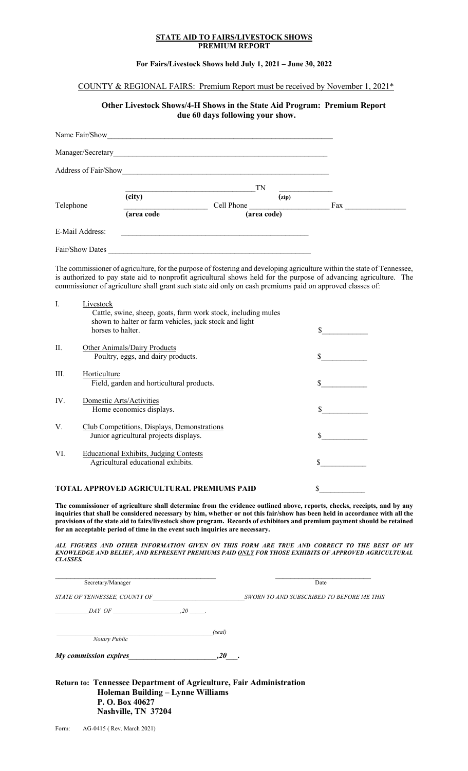**STATE AID TO FAIRS/LIVESTOCK SHOWS**
**PREMIUM REPORT**

**For Fairs/Livestock Shows held July 1, 2021 – June 30, 2022**

COUNTY & REGIONAL FAIRS: Premium Report must be received by November 1, 2021*

**Other Livestock Shows/4-H Shows in the State Aid Program: Premium Report due 60 days following your show.**

Name Fair/Show_______________________________________________

Manager/Secretary_______________________________________________

Address of Fair/Show_______________________________________________

_______________________________ TN _____________
**(city)** **(zip)**

Telephone _____________________ Cell Phone _____________________ Fax _______________
**(area code** **(area code)**

E-Mail Address: _______________________________________________

Fair/Show Dates _______________________________________________

The commissioner of agriculture, for the purpose of fostering and developing agriculture within the state of Tennessee, is authorized to pay state aid to nonprofit agricultural shows held for the purpose of advancing agriculture. The commissioner of agriculture shall grant such state aid only on cash premiums paid on approved classes of:

| | | |
|---|---|---|
| I. | Livestock<br>Cattle, swine, sheep, goats, farm work stock, including mules shown to halter or farm vehicles, jack stock and light horses to halter. | $___________ |
| II. | Other Animals/Dairy Products<br>Poultry, eggs, and dairy products. | $___________ |
| III. | Horticulture<br>Field, garden and horticultural products. | $___________ |
| IV. | Domestic Arts/Activities<br>Home economics displays. | $___________ |
| V. | Club Competitions, Displays, Demonstrations<br>Junior agricultural projects displays. | $___________ |
| VI. | Educational Exhibits, Judging Contests<br>Agricultural educational exhibits. | $___________ |

**TOTAL APPROVED AGRICULTURAL PREMIUMS PAID** $___________

**The commissioner of agriculture shall determine from the evidence outlined above, reports, checks, receipts, and by any inquiries that shall be considered necessary by him, whether or not this fair/show has been held in accordance with all the provisions of the state aid to fairs/livestock show program. Records of exhibitors and premium payment should be retained for an acceptable period of time in the event such inquiries are necessary.**

***ALL FIGURES AND OTHER INFORMATION GIVEN ON THIS FORM ARE TRUE AND CORRECT TO THE BEST OF MY KNOWLEDGE AND BELIEF, AND REPRESENT PREMIUMS PAID ONLY FOR THOSE EXHIBITS OF APPROVED AGRICULTURAL CLASSES.***

_______________________________________ _________________________
Secretary/Manager Date

*STATE OF TENNESSEE, COUNTY OF_________________________SWORN TO AND SUBSCRIBED TO BEFORE ME THIS*

*__________DAY OF ____________________,20 _____.*

_______________________________________*(seal)*
*Notary Public*

***My commission expires______________________,20___.***

**Return to: Tennessee Department of Agriculture, Fair Administration**
**Holeman Building – Lynne Williams**
**P. O. Box 40627**
**Nashville, TN 37204**

Form: AG-0415 ( Rev. March 2021)